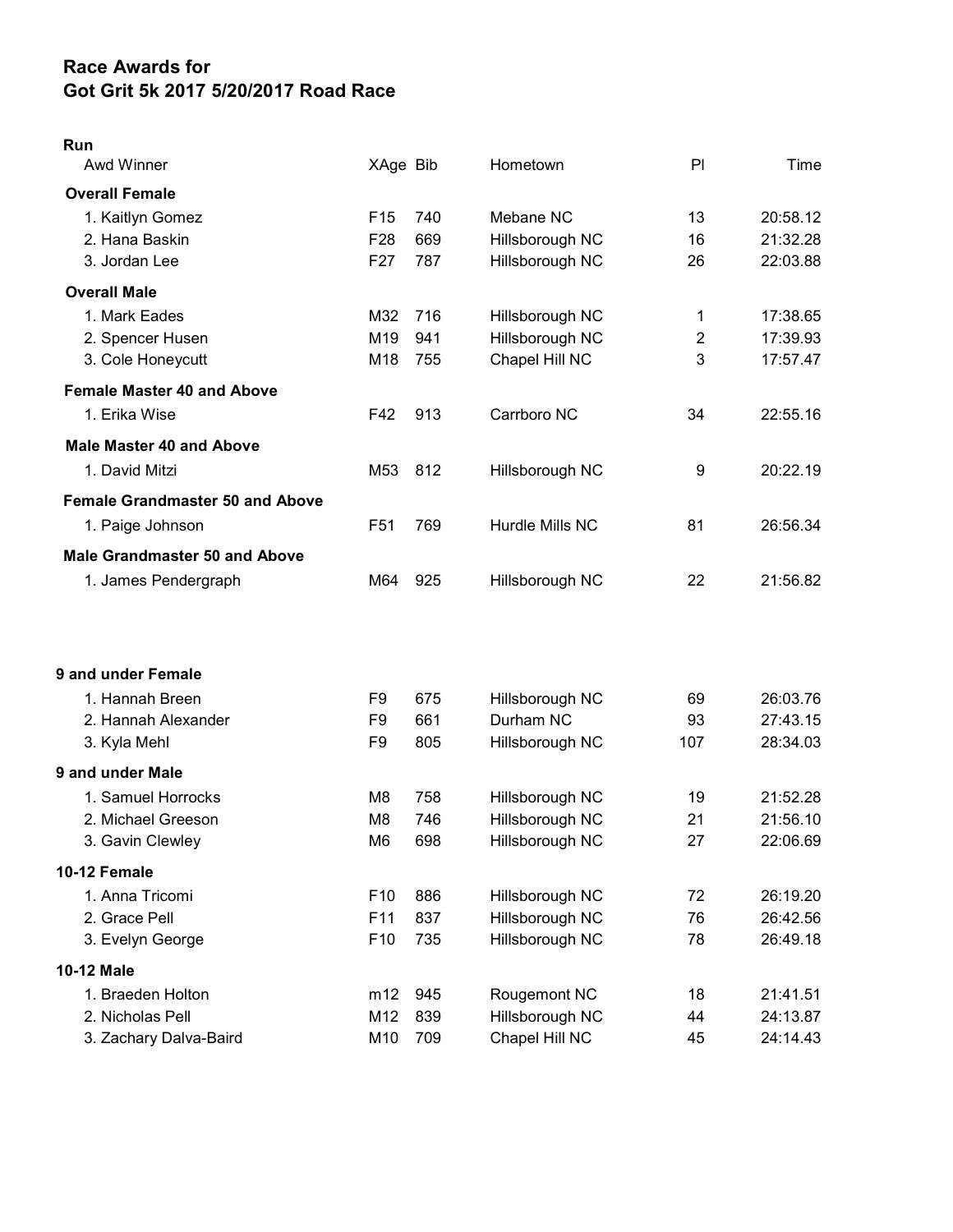## Race Awards for
## Got Grit 5k 2017 5/20/2017 Road Race

**Run**

| Awd Winner | XAge | Bib | Hometown | Pl | Time |
|---|---|---|---|---|---|
| **Overall Female** | | | | | |
| 1. Kaitlyn Gomez | F15 | 740 | Mebane NC | 13 | 20:58.12 |
| 2. Hana Baskin | F28 | 669 | Hillsborough NC | 16 | 21:32.28 |
| 3. Jordan Lee | F27 | 787 | Hillsborough NC | 26 | 22:03.88 |
| **Overall Male** | | | | | |
| 1. Mark Eades | M32 | 716 | Hillsborough NC | 1 | 17:38.65 |
| 2. Spencer Husen | M19 | 941 | Hillsborough NC | 2 | 17:39.93 |
| 3. Cole Honeycutt | M18 | 755 | Chapel Hill NC | 3 | 17:57.47 |
| **Female Master 40 and Above** | | | | | |
| 1. Erika Wise | F42 | 913 | Carrboro NC | 34 | 22:55.16 |
| **Male Master 40 and Above** | | | | | |
| 1. David Mitzi | M53 | 812 | Hillsborough NC | 9 | 20:22.19 |
| **Female Grandmaster 50 and Above** | | | | | |
| 1. Paige Johnson | F51 | 769 | Hurdle Mills NC | 81 | 26:56.34 |
| **Male Grandmaster 50 and Above** | | | | | |
| 1. James Pendergraph | M64 | 925 | Hillsborough NC | 22 | 21:56.82 |

| Awd Winner | XAge | Bib | Hometown | Pl | Time |
|---|---|---|---|---|---|
| **9 and under Female** | | | | | |
| 1. Hannah Breen | F9 | 675 | Hillsborough NC | 69 | 26:03.76 |
| 2. Hannah Alexander | F9 | 661 | Durham NC | 93 | 27:43.15 |
| 3. Kyla Mehl | F9 | 805 | Hillsborough NC | 107 | 28:34.03 |
| **9 and under Male** | | | | | |
| 1. Samuel Horrocks | M8 | 758 | Hillsborough NC | 19 | 21:52.28 |
| 2. Michael Greeson | M8 | 746 | Hillsborough NC | 21 | 21:56.10 |
| 3. Gavin Clewley | M6 | 698 | Hillsborough NC | 27 | 22:06.69 |
| **10-12 Female** | | | | | |
| 1. Anna Tricomi | F10 | 886 | Hillsborough NC | 72 | 26:19.20 |
| 2. Grace Pell | F11 | 837 | Hillsborough NC | 76 | 26:42.56 |
| 3. Evelyn George | F10 | 735 | Hillsborough NC | 78 | 26:49.18 |
| **10-12 Male** | | | | | |
| 1. Braeden Holton | m12 | 945 | Rougemont NC | 18 | 21:41.51 |
| 2. Nicholas Pell | M12 | 839 | Hillsborough NC | 44 | 24:13.87 |
| 3. Zachary Dalva-Baird | M10 | 709 | Chapel Hill NC | 45 | 24:14.43 |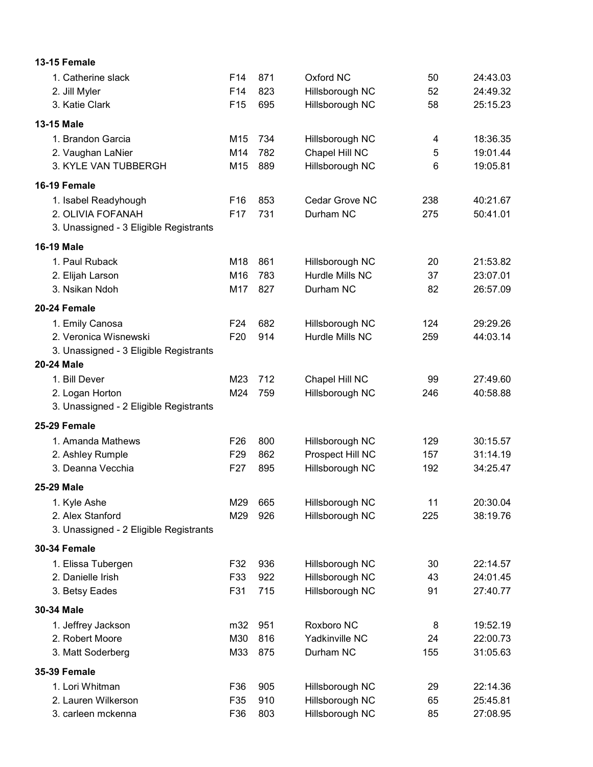**13-15 Female**

| | | | | | |
|---|---|---|---|---|---|
| 1. Catherine slack | F14 | 871 | Oxford NC | 50 | 24:43.03 |
| 2. Jill Myler | F14 | 823 | Hillsborough NC | 52 | 24:49.32 |
| 3. Katie Clark | F15 | 695 | Hillsborough NC | 58 | 25:15.23 |

**13-15 Male**

| | | | | | |
|---|---|---|---|---|---|
| 1. Brandon Garcia | M15 | 734 | Hillsborough NC | 4 | 18:36.35 |
| 2. Vaughan LaNier | M14 | 782 | Chapel Hill NC | 5 | 19:01.44 |
| 3. KYLE VAN TUBBERGH | M15 | 889 | Hillsborough NC | 6 | 19:05.81 |

**16-19 Female**

| | | | | | |
|---|---|---|---|---|---|
| 1. Isabel Readyhough | F16 | 853 | Cedar Grove NC | 238 | 40:21.67 |
| 2. OLIVIA FOFANAH | F17 | 731 | Durham NC | 275 | 50:41.01 |
| 3. Unassigned - 3 Eligible Registrants | | | | | |

**16-19 Male**

| | | | | | |
|---|---|---|---|---|---|
| 1. Paul Ruback | M18 | 861 | Hillsborough NC | 20 | 21:53.82 |
| 2. Elijah Larson | M16 | 783 | Hurdle Mills NC | 37 | 23:07.01 |
| 3. Nsikan Ndoh | M17 | 827 | Durham NC | 82 | 26:57.09 |

**20-24 Female**

| | | | | | |
|---|---|---|---|---|---|
| 1. Emily Canosa | F24 | 682 | Hillsborough NC | 124 | 29:29.26 |
| 2. Veronica Wisnewski | F20 | 914 | Hurdle Mills NC | 259 | 44:03.14 |
| 3. Unassigned - 3 Eligible Registrants | | | | | |

**20-24 Male**

| | | | | | |
|---|---|---|---|---|---|
| 1. Bill Dever | M23 | 712 | Chapel Hill NC | 99 | 27:49.60 |
| 2. Logan Horton | M24 | 759 | Hillsborough NC | 246 | 40:58.88 |
| 3. Unassigned - 2 Eligible Registrants | | | | | |

**25-29 Female**

| | | | | | |
|---|---|---|---|---|---|
| 1. Amanda Mathews | F26 | 800 | Hillsborough NC | 129 | 30:15.57 |
| 2. Ashley Rumple | F29 | 862 | Prospect Hill NC | 157 | 31:14.19 |
| 3. Deanna Vecchia | F27 | 895 | Hillsborough NC | 192 | 34:25.47 |

**25-29 Male**

| | | | | | |
|---|---|---|---|---|---|
| 1. Kyle Ashe | M29 | 665 | Hillsborough NC | 11 | 20:30.04 |
| 2. Alex Stanford | M29 | 926 | Hillsborough NC | 225 | 38:19.76 |
| 3. Unassigned - 2 Eligible Registrants | | | | | |

**30-34 Female**

| | | | | | |
|---|---|---|---|---|---|
| 1. Elissa Tubergen | F32 | 936 | Hillsborough NC | 30 | 22:14.57 |
| 2. Danielle Irish | F33 | 922 | Hillsborough NC | 43 | 24:01.45 |
| 3. Betsy Eades | F31 | 715 | Hillsborough NC | 91 | 27:40.77 |

**30-34 Male**

| | | | | | |
|---|---|---|---|---|---|
| 1. Jeffrey Jackson | m32 | 951 | Roxboro NC | 8 | 19:52.19 |
| 2. Robert Moore | M30 | 816 | Yadkinville NC | 24 | 22:00.73 |
| 3. Matt Soderberg | M33 | 875 | Durham NC | 155 | 31:05.63 |

**35-39 Female**

| | | | | | |
|---|---|---|---|---|---|
| 1. Lori Whitman | F36 | 905 | Hillsborough NC | 29 | 22:14.36 |
| 2. Lauren Wilkerson | F35 | 910 | Hillsborough NC | 65 | 25:45.81 |
| 3. carleen mckenna | F36 | 803 | Hillsborough NC | 85 | 27:08.95 |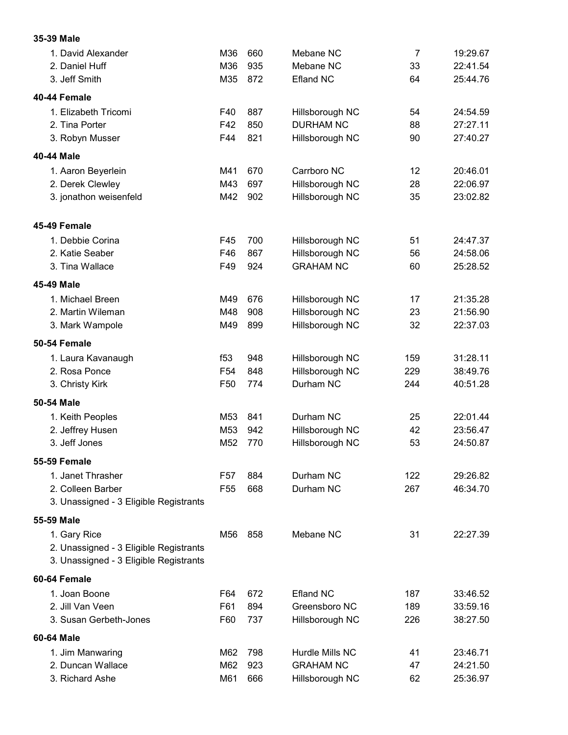### 35-39 Male

| | | | | | |
|---|---|---|---|---|---|
| 1. David Alexander | M36 | 660 | Mebane NC | 7 | 19:29.67 |
| 2. Daniel Huff | M36 | 935 | Mebane NC | 33 | 22:41.54 |
| 3. Jeff Smith | M35 | 872 | Efland NC | 64 | 25:44.76 |

### 40-44 Female

| | | | | | |
|---|---|---|---|---|---|
| 1. Elizabeth Tricomi | F40 | 887 | Hillsborough NC | 54 | 24:54.59 |
| 2. Tina Porter | F42 | 850 | DURHAM NC | 88 | 27:27.11 |
| 3. Robyn Musser | F44 | 821 | Hillsborough NC | 90 | 27:40.27 |

### 40-44 Male

| | | | | | |
|---|---|---|---|---|---|
| 1. Aaron Beyerlein | M41 | 670 | Carrboro NC | 12 | 20:46.01 |
| 2. Derek Clewley | M43 | 697 | Hillsborough NC | 28 | 22:06.97 |
| 3. jonathon weisenfeld | M42 | 902 | Hillsborough NC | 35 | 23:02.82 |

### 45-49 Female

| | | | | | |
|---|---|---|---|---|---|
| 1. Debbie Corina | F45 | 700 | Hillsborough NC | 51 | 24:47.37 |
| 2. Katie Seaber | F46 | 867 | Hillsborough NC | 56 | 24:58.06 |
| 3. Tina Wallace | F49 | 924 | GRAHAM NC | 60 | 25:28.52 |

### 45-49 Male

| | | | | | |
|---|---|---|---|---|---|
| 1. Michael Breen | M49 | 676 | Hillsborough NC | 17 | 21:35.28 |
| 2. Martin Wileman | M48 | 908 | Hillsborough NC | 23 | 21:56.90 |
| 3. Mark Wampole | M49 | 899 | Hillsborough NC | 32 | 22:37.03 |

### 50-54 Female

| | | | | | |
|---|---|---|---|---|---|
| 1. Laura Kavanaugh | f53 | 948 | Hillsborough NC | 159 | 31:28.11 |
| 2. Rosa Ponce | F54 | 848 | Hillsborough NC | 229 | 38:49.76 |
| 3. Christy Kirk | F50 | 774 | Durham NC | 244 | 40:51.28 |

### 50-54 Male

| | | | | | |
|---|---|---|---|---|---|
| 1. Keith Peoples | M53 | 841 | Durham NC | 25 | 22:01.44 |
| 2. Jeffrey Husen | M53 | 942 | Hillsborough NC | 42 | 23:56.47 |
| 3. Jeff Jones | M52 | 770 | Hillsborough NC | 53 | 24:50.87 |

### 55-59 Female

| | | | | | |
|---|---|---|---|---|---|
| 1. Janet Thrasher | F57 | 884 | Durham NC | 122 | 29:26.82 |
| 2. Colleen Barber | F55 | 668 | Durham NC | 267 | 46:34.70 |
| 3. Unassigned - 3 Eligible Registrants | | | | | |

### 55-59 Male

| | | | | | |
|---|---|---|---|---|---|
| 1. Gary Rice | M56 | 858 | Mebane NC | 31 | 22:27.39 |
| 2. Unassigned - 3 Eligible Registrants | | | | | |
| 3. Unassigned - 3 Eligible Registrants | | | | | |

### 60-64 Female

| | | | | | |
|---|---|---|---|---|---|
| 1. Joan Boone | F64 | 672 | Efland NC | 187 | 33:46.52 |
| 2. Jill Van Veen | F61 | 894 | Greensboro NC | 189 | 33:59.16 |
| 3. Susan Gerbeth-Jones | F60 | 737 | Hillsborough NC | 226 | 38:27.50 |

### 60-64 Male

| | | | | | |
|---|---|---|---|---|---|
| 1. Jim Manwaring | M62 | 798 | Hurdle Mills NC | 41 | 23:46.71 |
| 2. Duncan Wallace | M62 | 923 | GRAHAM NC | 47 | 24:21.50 |
| 3. Richard Ashe | M61 | 666 | Hillsborough NC | 62 | 25:36.97 |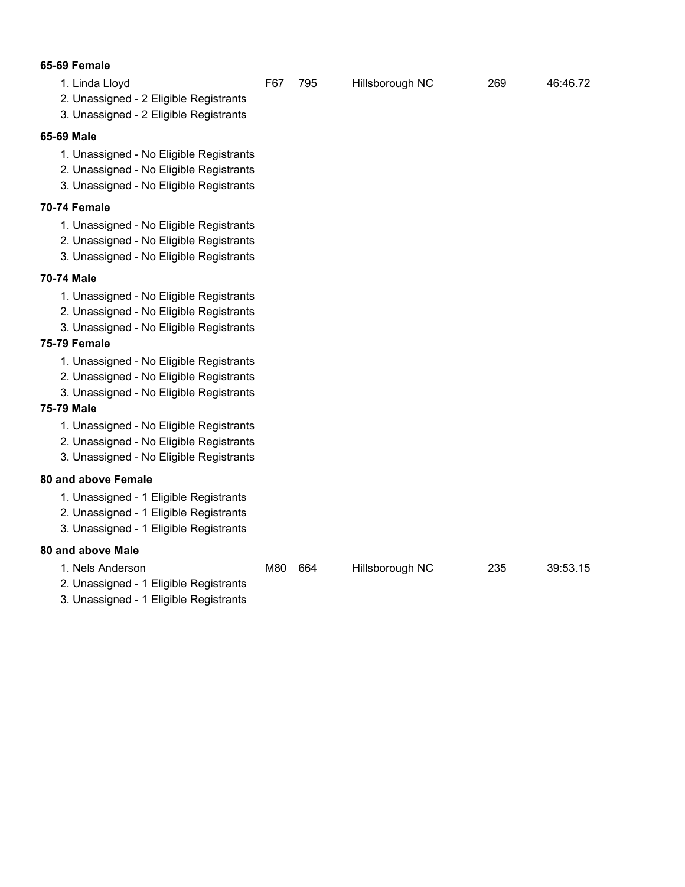**65-69 Female**

| | | | | | |
|---|---|---|---|---|---|
| 1. Linda Lloyd | F67 | 795 | Hillsborough NC | 269 | 46:46.72 |
| 2. Unassigned - 2 Eligible Registrants | | | | | |
| 3. Unassigned - 2 Eligible Registrants | | | | | |

**65-69 Male**

1. Unassigned - No Eligible Registrants
2. Unassigned - No Eligible Registrants
3. Unassigned - No Eligible Registrants

**70-74 Female**

1. Unassigned - No Eligible Registrants
2. Unassigned - No Eligible Registrants
3. Unassigned - No Eligible Registrants

**70-74 Male**

1. Unassigned - No Eligible Registrants
2. Unassigned - No Eligible Registrants
3. Unassigned - No Eligible Registrants

**75-79 Female**

1. Unassigned - No Eligible Registrants
2. Unassigned - No Eligible Registrants
3. Unassigned - No Eligible Registrants

**75-79 Male**

1. Unassigned - No Eligible Registrants
2. Unassigned - No Eligible Registrants
3. Unassigned - No Eligible Registrants

**80 and above Female**

1. Unassigned - 1 Eligible Registrants
2. Unassigned - 1 Eligible Registrants
3. Unassigned - 1 Eligible Registrants

**80 and above Male**

| | | | | | |
|---|---|---|---|---|---|
| 1. Nels Anderson | M80 | 664 | Hillsborough NC | 235 | 39:53.15 |
| 2. Unassigned - 1 Eligible Registrants | | | | | |
| 3. Unassigned - 1 Eligible Registrants | | | | | |